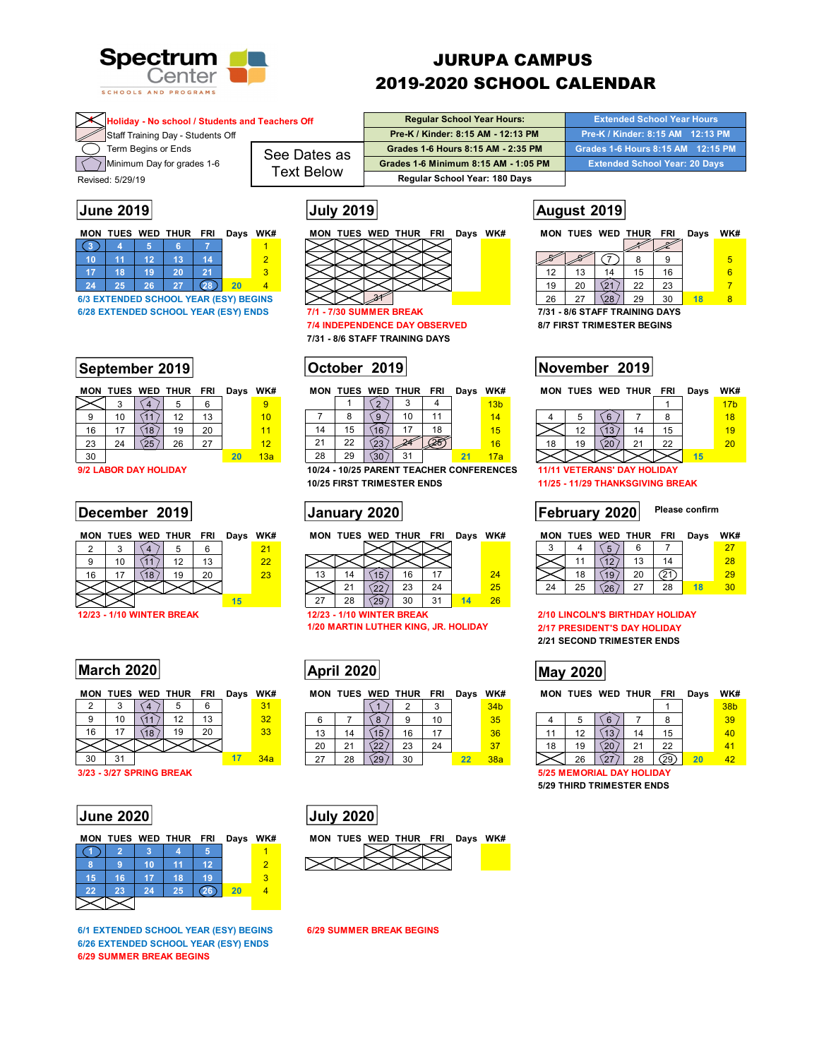Spectrum Center
SCHOOLS AND PROGRAMS

# JURUPA CAMPUS
# 2019-2020 SCHOOL CALENDAR

Holiday - No school / Students and Teachers Off
Staff Training Day - Students Off
Term Begins or Ends
Minimum Day for grades 1-6
Revised: 5/29/19

See Dates as Text Below

| Regular School Year Hours: | Extended School Year Hours |
|---|---|
| Pre-K / Kinder: 8:15 AM - 12:13 PM | Pre-K / Kinder: 8:15 AM 12:13 PM |
| Grades 1-6 Hours 8:15 AM - 2:35 PM | Grades 1-6 Hours 8:15 AM 12:15 PM |
| Grades 1-6 Minimum 8:15 AM - 1:05 PM | Extended School Year: 20 Days |
| Regular School Year: 180 Days | |

## June 2019

| MON | TUES | WED | THUR | FRI | Days | WK# |
|---|---|---|---|---|---|---|
| 3 | 4 | 5 | 6 | 7 | | 1 |
| 10 | 11 | 12 | 13 | 14 | | 2 |
| 17 | 18 | 19 | 20 | 21 | | 3 |
| 24 | 25 | 26 | 27 | 28 | 20 | 4 |

6/3 EXTENDED SCHOOL YEAR (ESY) BEGINS
6/28 EXTENDED SCHOOL YEAR (ESY) ENDS

## July 2019

| MON | TUES | WED | THUR | FRI | Days | WK# |
|---|---|---|---|---|---|---|
| | | | | | | |
| | | | | | | |
| | | | | | | |
| | | | | | | |
| | | 31 | | | | |

7/1 - 7/30 SUMMER BREAK
7/4 INDEPENDENCE DAY OBSERVED
7/31 - 8/6 STAFF TRAINING DAYS

## August 2019

| MON | TUES | WED | THUR | FRI | Days | WK# |
|---|---|---|---|---|---|---|
| | | | 1 | 2 | | |
| 5 | 6 | 7 | 8 | 9 | | 5 |
| 12 | 13 | 14 | 15 | 16 | | 6 |
| 19 | 20 | 21 | 22 | 23 | | 7 |
| 26 | 27 | 28 | 29 | 30 | 18 | 8 |

7/31 - 8/6 STAFF TRAINING DAYS
8/7 FIRST TRIMESTER BEGINS

## September 2019

| MON | TUES | WED | THUR | FRI | Days | WK# |
|---|---|---|---|---|---|---|
| | 3 | 4 | 5 | 6 | | 9 |
| 9 | 10 | 11 | 12 | 13 | | 10 |
| 16 | 17 | 18 | 19 | 20 | | 11 |
| 23 | 24 | 25 | 26 | 27 | | 12 |
| 30 | | | | | 20 | 13a |

9/2 LABOR DAY HOLIDAY

## October 2019

| MON | TUES | WED | THUR | FRI | Days | WK# |
|---|---|---|---|---|---|---|
| | 1 | 2 | 3 | 4 | | 13b |
| 7 | 8 | 9 | 10 | 11 | | 14 |
| 14 | 15 | 16 | 17 | 18 | | 15 |
| 21 | 22 | 23 | 24 | 25 | | 16 |
| 28 | 29 | 30 | 31 | | 21 | 17a |

10/24 - 10/25 PARENT TEACHER CONFERENCES
10/25 FIRST TRIMESTER ENDS

## November 2019

| MON | TUES | WED | THUR | FRI | Days | WK# |
|---|---|---|---|---|---|---|
| | | | | 1 | | 17b |
| 4 | 5 | 6 | 7 | 8 | | 18 |
| | 12 | 13 | 14 | 15 | | 19 |
| 18 | 19 | 20 | 21 | 22 | | 20 |
| | | | | | 15 | |

11/11 VETERANS' DAY HOLIDAY
11/25 - 11/29 THANKSGIVING BREAK

## December 2019

| MON | TUES | WED | THUR | FRI | Days | WK# |
|---|---|---|---|---|---|---|
| 2 | 3 | 4 | 5 | 6 | | 21 |
| 9 | 10 | 11 | 12 | 13 | | 22 |
| 16 | 17 | 18 | 19 | 20 | | 23 |
| | | | | | | |
| | | | | | 15 | |

12/23 - 1/10 WINTER BREAK

## January 2020

| MON | TUES | WED | THUR | FRI | Days | WK# |
|---|---|---|---|---|---|---|
| | | | | | | |
| | | | | | | |
| 13 | 14 | 15 | 16 | 17 | | 24 |
| | 21 | 22 | 23 | 24 | | 25 |
| 27 | 28 | 29 | 30 | 31 | 14 | 26 |

12/23 - 1/10 WINTER BREAK
1/20 MARTIN LUTHER KING, JR. HOLIDAY

## February 2020

Please confirm

| MON | TUES | WED | THUR | FRI | Days | WK# |
|---|---|---|---|---|---|---|
| 3 | 4 | 5 | 6 | 7 | | 27 |
| | 11 | 12 | 13 | 14 | | 28 |
| | 18 | 19 | 20 | 21 | | 29 |
| 24 | 25 | 26 | 27 | 28 | 18 | 30 |

2/10 LINCOLN'S BIRTHDAY HOLIDAY
2/17 PRESIDENT'S DAY HOLIDAY
2/21 SECOND TRIMESTER ENDS

## March 2020

| MON | TUES | WED | THUR | FRI | Days | WK# |
|---|---|---|---|---|---|---|
| 2 | 3 | 4 | 5 | 6 | | 31 |
| 9 | 10 | 11 | 12 | 13 | | 32 |
| 16 | 17 | 18 | 19 | 20 | | 33 |
| | | | | | | |
| 30 | 31 | | | | 17 | 34a |

3/23 - 3/27 SPRING BREAK

## April 2020

| MON | TUES | WED | THUR | FRI | Days | WK# |
|---|---|---|---|---|---|---|
| | | 1 | 2 | 3 | | 34b |
| 6 | 7 | 8 | 9 | 10 | | 35 |
| 13 | 14 | 15 | 16 | 17 | | 36 |
| 20 | 21 | 22 | 23 | 24 | | 37 |
| 27 | 28 | 29 | 30 | | 22 | 38a |

## May 2020

| MON | TUES | WED | THUR | FRI | Days | WK# |
|---|---|---|---|---|---|---|
| | | | | 1 | | 38b |
| 4 | 5 | 6 | 7 | 8 | | 39 |
| 11 | 12 | 13 | 14 | 15 | | 40 |
| 18 | 19 | 20 | 21 | 22 | | 41 |
| | 26 | 27 | 28 | 29 | 20 | 42 |

5/25 MEMORIAL DAY HOLIDAY
5/29 THIRD TRIMESTER ENDS

## June 2020

| MON | TUES | WED | THUR | FRI | Days | WK# |
|---|---|---|---|---|---|---|
| 1 | 2 | 3 | 4 | 5 | | 1 |
| 8 | 9 | 10 | 11 | 12 | | 2 |
| 15 | 16 | 17 | 18 | 19 | | 3 |
| 22 | 23 | 24 | 25 | 26 | 20 | 4 |
| | | | | | | |

6/1 EXTENDED SCHOOL YEAR (ESY) BEGINS
6/26 EXTENDED SCHOOL YEAR (ESY) ENDS
6/29 SUMMER BREAK BEGINS

## July 2020

| MON | TUES | WED | THUR | FRI | Days | WK# |
|---|---|---|---|---|---|---|
| | | | | | | |

6/29 SUMMER BREAK BEGINS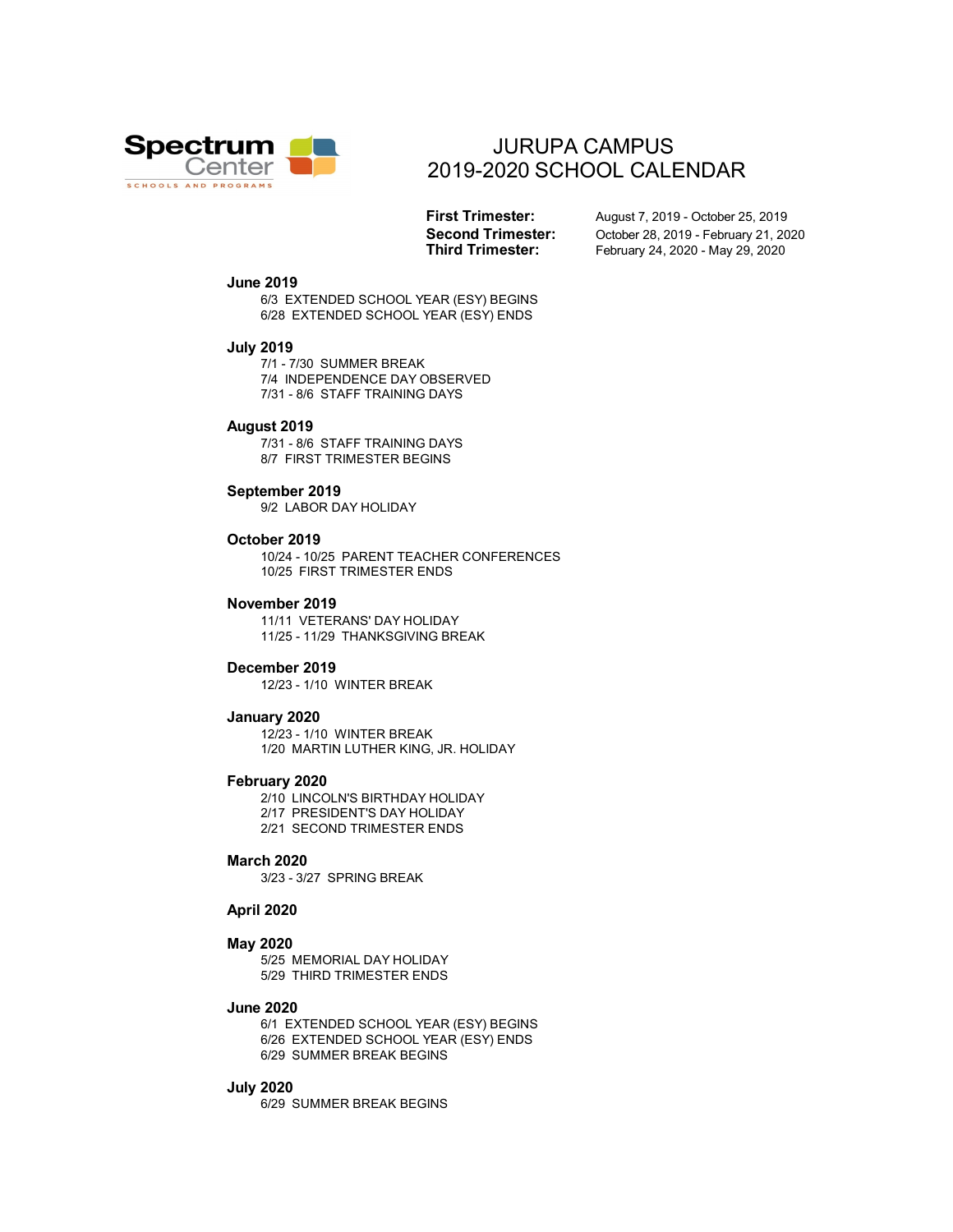Spectrum Center
SCHOOLS AND PROGRAMS

# JURUPA CAMPUS
# 2019-2020 SCHOOL CALENDAR

| | |
|---|---|
| **First Trimester:** | August 7, 2019 - October 25, 2019 |
| **Second Trimester:** | October 28, 2019 - February 21, 2020 |
| **Third Trimester:** | February 24, 2020 - May 29, 2020 |

**June 2019**

6/3 EXTENDED SCHOOL YEAR (ESY) BEGINS
6/28 EXTENDED SCHOOL YEAR (ESY) ENDS

**July 2019**

7/1 - 7/30 SUMMER BREAK
7/4 INDEPENDENCE DAY OBSERVED
7/31 - 8/6 STAFF TRAINING DAYS

**August 2019**

7/31 - 8/6 STAFF TRAINING DAYS
8/7 FIRST TRIMESTER BEGINS

**September 2019**

9/2 LABOR DAY HOLIDAY

**October 2019**

10/24 - 10/25 PARENT TEACHER CONFERENCES
10/25 FIRST TRIMESTER ENDS

**November 2019**

11/11 VETERANS' DAY HOLIDAY
11/25 - 11/29 THANKSGIVING BREAK

**December 2019**

12/23 - 1/10 WINTER BREAK

**January 2020**

12/23 - 1/10 WINTER BREAK
1/20 MARTIN LUTHER KING, JR. HOLIDAY

**February 2020**

2/10 LINCOLN'S BIRTHDAY HOLIDAY
2/17 PRESIDENT'S DAY HOLIDAY
2/21 SECOND TRIMESTER ENDS

**March 2020**

3/23 - 3/27 SPRING BREAK

**April 2020**

**May 2020**

5/25 MEMORIAL DAY HOLIDAY
5/29 THIRD TRIMESTER ENDS

**June 2020**

6/1 EXTENDED SCHOOL YEAR (ESY) BEGINS
6/26 EXTENDED SCHOOL YEAR (ESY) ENDS
6/29 SUMMER BREAK BEGINS

**July 2020**

6/29 SUMMER BREAK BEGINS